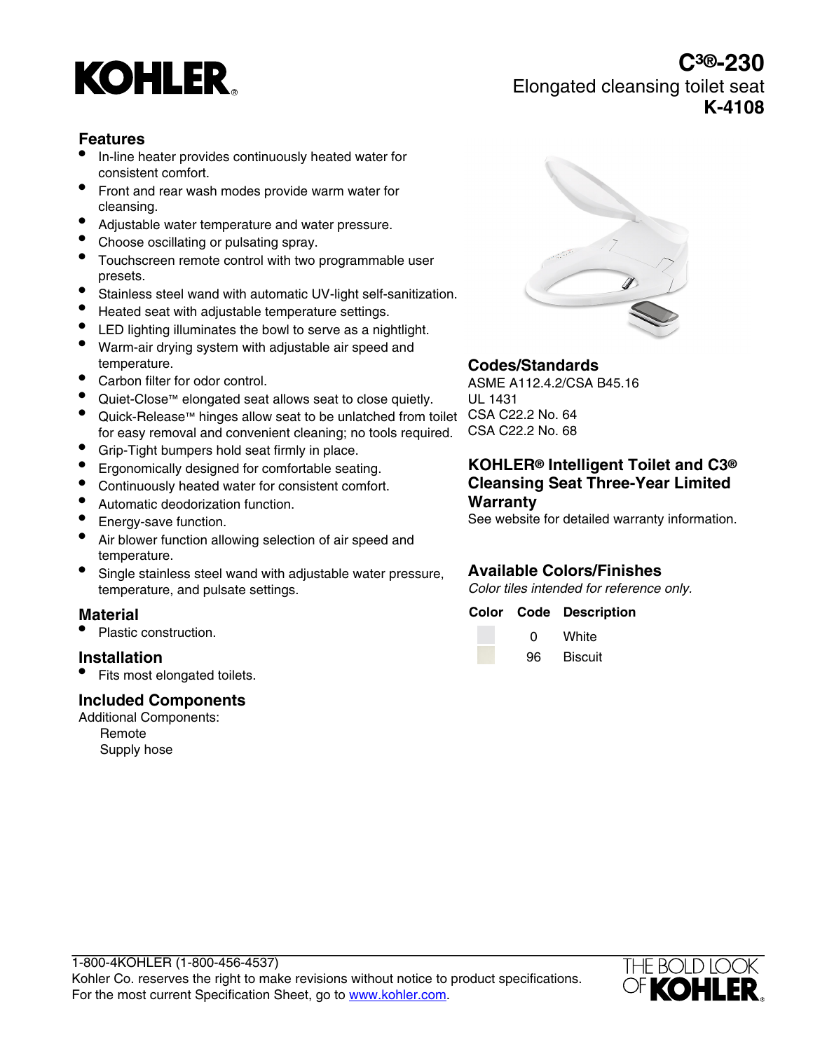# KOHLER

## C3®-230
Elongated cleansing toilet seat
**K-4108**

## Features

- In-line heater provides continuously heated water for consistent comfort.
- Front and rear wash modes provide warm water for cleansing.
- Adjustable water temperature and water pressure.
- Choose oscillating or pulsating spray.
- Touchscreen remote control with two programmable user presets.
- Stainless steel wand with automatic UV-light self-sanitization.
- Heated seat with adjustable temperature settings.
- LED lighting illuminates the bowl to serve as a nightlight.
- Warm-air drying system with adjustable air speed and temperature.
- Carbon filter for odor control.
- Quiet-Close™ elongated seat allows seat to close quietly.
- Quick-Release™ hinges allow seat to be unlatched from toilet for easy removal and convenient cleaning; no tools required.
- Grip-Tight bumpers hold seat firmly in place.
- Ergonomically designed for comfortable seating.
- Continuously heated water for consistent comfort.
- Automatic deodorization function.
- Energy-save function.
- Air blower function allowing selection of air speed and temperature.
- Single stainless steel wand with adjustable water pressure, temperature, and pulsate settings.

## Material

- Plastic construction.

## Installation

- Fits most elongated toilets.

## Included Components

Additional Components:
- Remote
- Supply hose

## Codes/Standards

ASME A112.4.2/CSA B45.16
UL 1431
CSA C22.2 No. 64
CSA C22.2 No. 68

## KOHLER® Intelligent Toilet and C3® Cleansing Seat Three-Year Limited Warranty

See website for detailed warranty information.

## Available Colors/Finishes

*Color tiles intended for reference only.*

| Color | Code | Description |
| --- | --- | --- |
| | 0 | White |
| | 96 | Biscuit |

1-800-4KOHLER (1-800-456-4537)
Kohler Co. reserves the right to make revisions without notice to product specifications.
For the most current Specification Sheet, go to www.kohler.com.

THE BOLD LOOK OF KOHLER.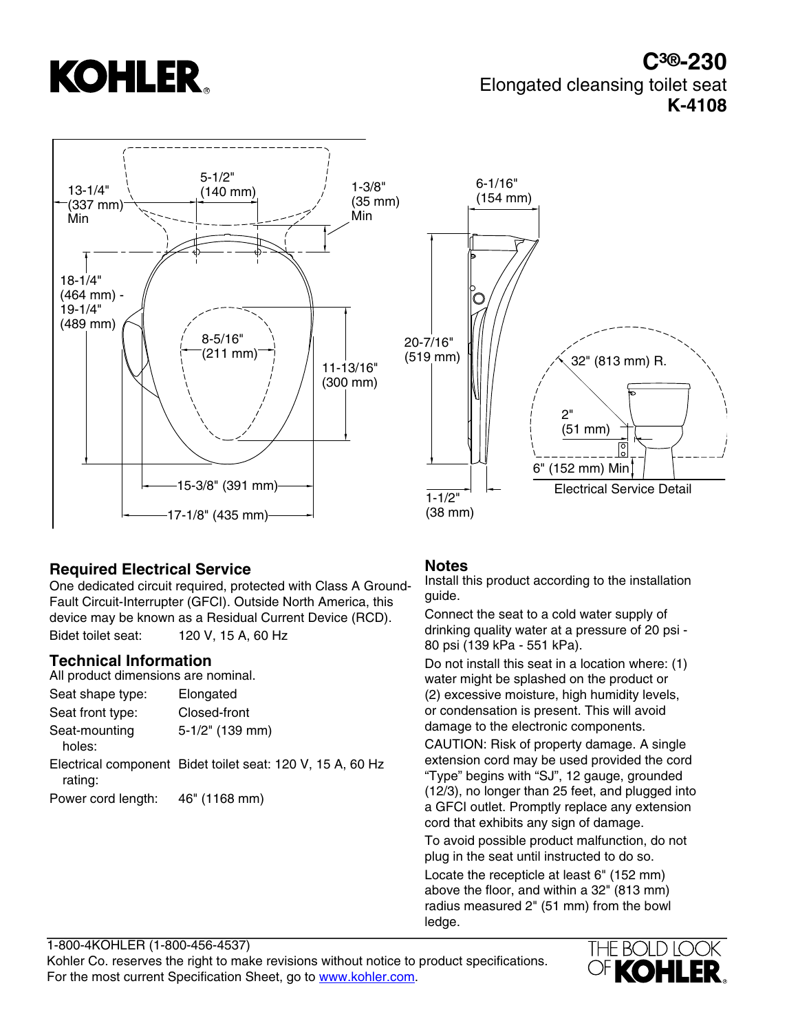# KOHLER

## C3®-230
Elongated cleansing toilet seat
**K-4108**

13-1/4" (337 mm) Min

5-1/2" (140 mm)

1-3/8" (35 mm) Min

18-1/4" (464 mm) - 19-1/4" (489 mm)

8-5/16" (211 mm)

11-13/16" (300 mm)

15-3/8" (391 mm)

17-1/8" (435 mm)

6-1/16" (154 mm)

20-7/16" (519 mm)

1-1/2" (38 mm)

32" (813 mm) R.

2" (51 mm)

6" (152 mm) Min

Electrical Service Detail

### Required Electrical Service

One dedicated circuit required, protected with Class A Ground-Fault Circuit-Interrupter (GFCI). Outside North America, this device may be known as a Residual Current Device (RCD).

| | |
|---|---|
| Bidet toilet seat: | 120 V, 15 A, 60 Hz |

### Technical Information

All product dimensions are nominal.

| | |
|---|---|
| Seat shape type: | Elongated |
| Seat front type: | Closed-front |
| Seat-mounting holes: | 5-1/2" (139 mm) |
| Electrical component rating: | Bidet toilet seat: 120 V, 15 A, 60 Hz |
| Power cord length: | 46" (1168 mm) |

### Notes

Install this product according to the installation guide.

Connect the seat to a cold water supply of drinking quality water at a pressure of 20 psi - 80 psi (139 kPa - 551 kPa).

Do not install this seat in a location where: (1) water might be splashed on the product or (2) excessive moisture, high humidity levels, or condensation is present. This will avoid damage to the electronic components.

CAUTION: Risk of property damage. A single extension cord may be used provided the cord "Type" begins with "SJ", 12 gauge, grounded (12/3), no longer than 25 feet, and plugged into a GFCI outlet. Promptly replace any extension cord that exhibits any sign of damage.

To avoid possible product malfunction, do not plug in the seat until instructed to do so.

Locate the recepticle at least 6" (152 mm) above the floor, and within a 32" (813 mm) radius measured 2" (51 mm) from the bowl ledge.

1-800-4KOHLER (1-800-456-4537)
Kohler Co. reserves the right to make revisions without notice to product specifications.
For the most current Specification Sheet, go to www.kohler.com.

THE BOLD LOOK OF KOHLER.